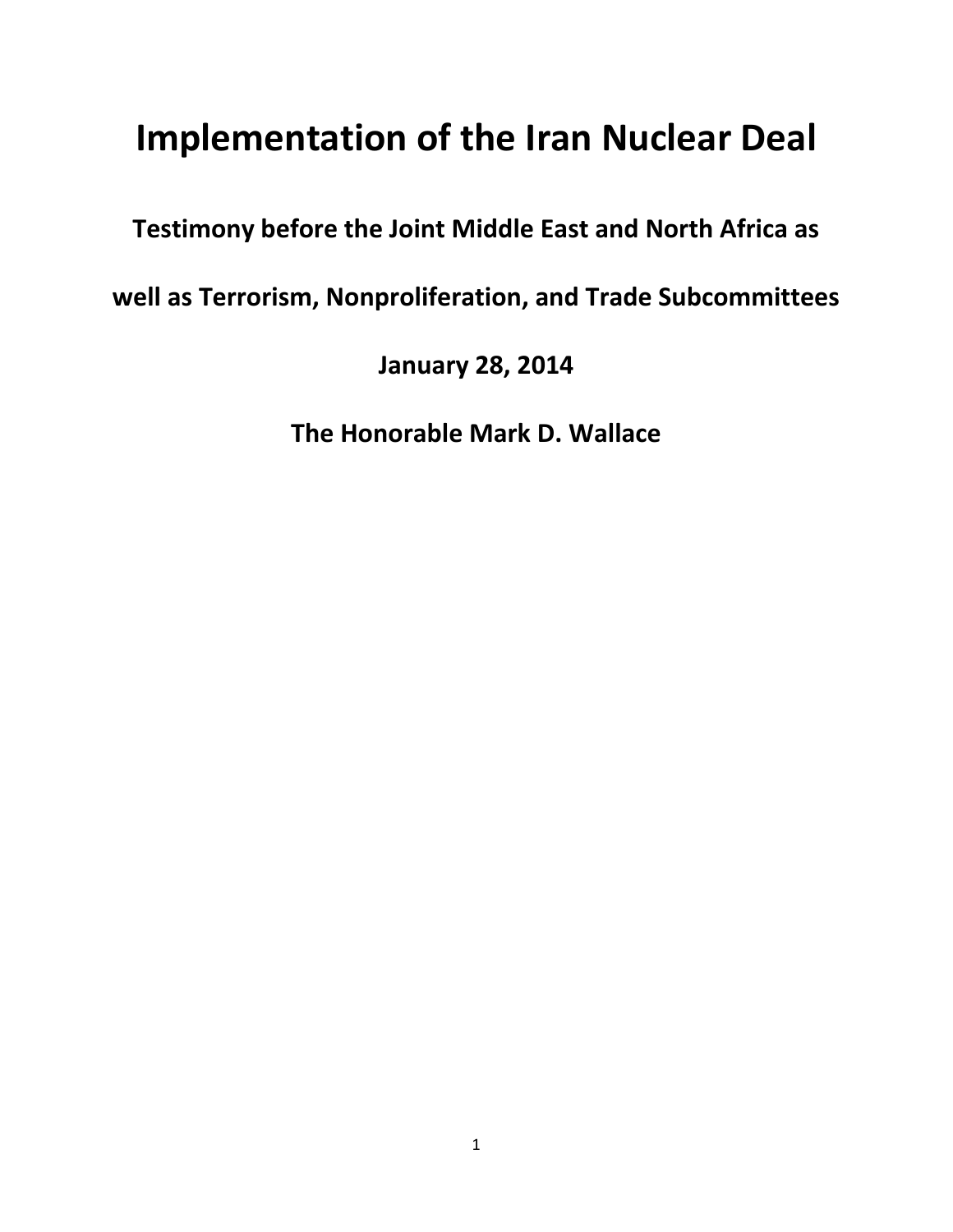# Implementation of the Iran Nuclear Deal

**Testimony before the Joint Middle East and North Africa as well as Terrorism, Nonproliferation, and Trade Subcommittees**

**January 28, 2014**

**The Honorable Mark D. Wallace**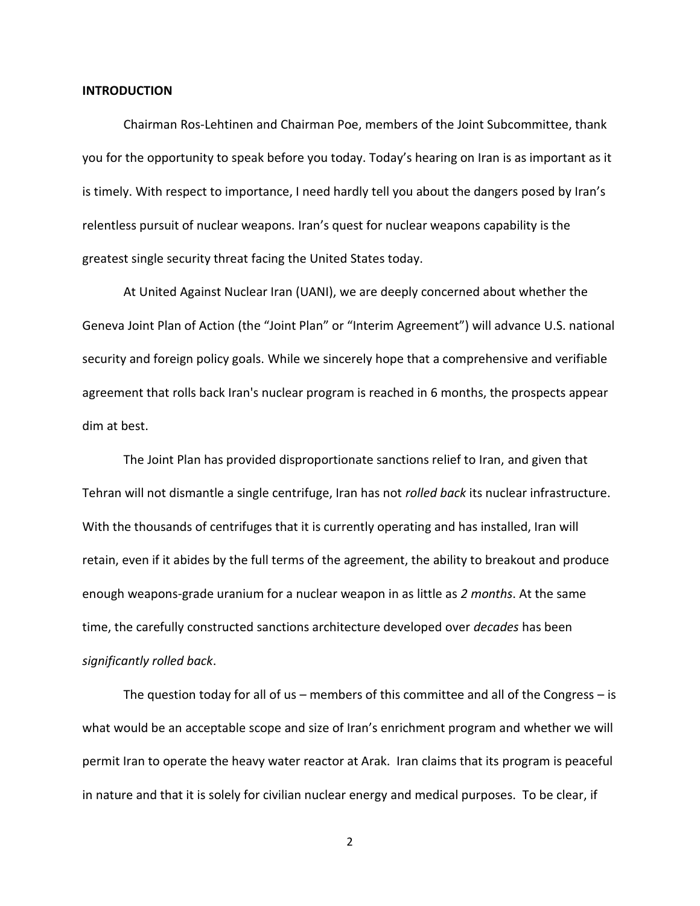**INTRODUCTION**

Chairman Ros-Lehtinen and Chairman Poe, members of the Joint Subcommittee, thank you for the opportunity to speak before you today. Today's hearing on Iran is as important as it is timely. With respect to importance, I need hardly tell you about the dangers posed by Iran's relentless pursuit of nuclear weapons. Iran's quest for nuclear weapons capability is the greatest single security threat facing the United States today.

At United Against Nuclear Iran (UANI), we are deeply concerned about whether the Geneva Joint Plan of Action (the "Joint Plan" or "Interim Agreement") will advance U.S. national security and foreign policy goals. While we sincerely hope that a comprehensive and verifiable agreement that rolls back Iran's nuclear program is reached in 6 months, the prospects appear dim at best.

The Joint Plan has provided disproportionate sanctions relief to Iran, and given that Tehran will not dismantle a single centrifuge, Iran has not *rolled back* its nuclear infrastructure. With the thousands of centrifuges that it is currently operating and has installed, Iran will retain, even if it abides by the full terms of the agreement, the ability to breakout and produce enough weapons-grade uranium for a nuclear weapon in as little as *2 months*. At the same time, the carefully constructed sanctions architecture developed over *decades* has been *significantly rolled back*.

The question today for all of us – members of this committee and all of the Congress – is what would be an acceptable scope and size of Iran's enrichment program and whether we will permit Iran to operate the heavy water reactor at Arak. Iran claims that its program is peaceful in nature and that it is solely for civilian nuclear energy and medical purposes. To be clear, if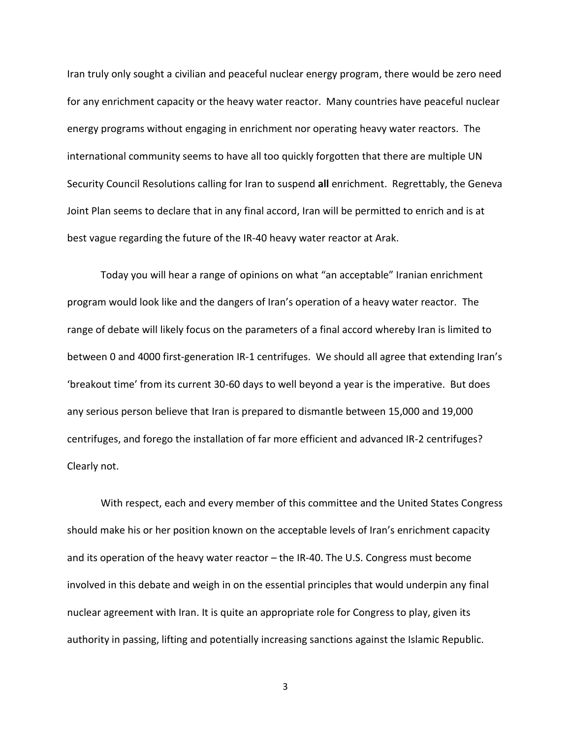Iran truly only sought a civilian and peaceful nuclear energy program, there would be zero need for any enrichment capacity or the heavy water reactor. Many countries have peaceful nuclear energy programs without engaging in enrichment nor operating heavy water reactors. The international community seems to have all too quickly forgotten that there are multiple UN Security Council Resolutions calling for Iran to suspend **all** enrichment. Regrettably, the Geneva Joint Plan seems to declare that in any final accord, Iran will be permitted to enrich and is at best vague regarding the future of the IR-40 heavy water reactor at Arak.

Today you will hear a range of opinions on what "an acceptable" Iranian enrichment program would look like and the dangers of Iran's operation of a heavy water reactor. The range of debate will likely focus on the parameters of a final accord whereby Iran is limited to between 0 and 4000 first-generation IR-1 centrifuges. We should all agree that extending Iran's 'breakout time' from its current 30-60 days to well beyond a year is the imperative. But does any serious person believe that Iran is prepared to dismantle between 15,000 and 19,000 centrifuges, and forego the installation of far more efficient and advanced IR-2 centrifuges? Clearly not.

With respect, each and every member of this committee and the United States Congress should make his or her position known on the acceptable levels of Iran's enrichment capacity and its operation of the heavy water reactor – the IR-40. The U.S. Congress must become involved in this debate and weigh in on the essential principles that would underpin any final nuclear agreement with Iran. It is quite an appropriate role for Congress to play, given its authority in passing, lifting and potentially increasing sanctions against the Islamic Republic.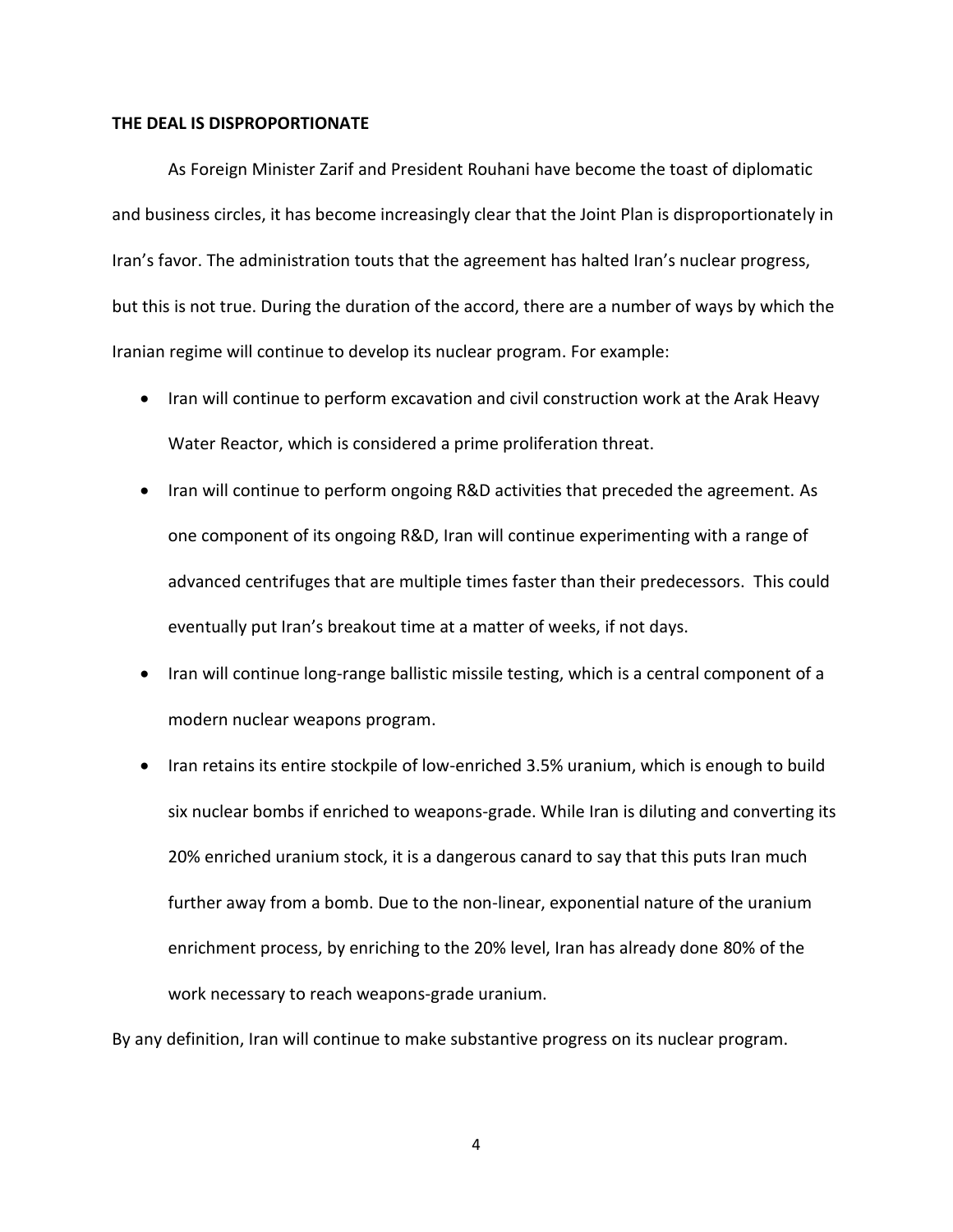**THE DEAL IS DISPROPORTIONATE**

As Foreign Minister Zarif and President Rouhani have become the toast of diplomatic and business circles, it has become increasingly clear that the Joint Plan is disproportionately in Iran's favor. The administration touts that the agreement has halted Iran's nuclear progress, but this is not true. During the duration of the accord, there are a number of ways by which the Iranian regime will continue to develop its nuclear program. For example:

- Iran will continue to perform excavation and civil construction work at the Arak Heavy Water Reactor, which is considered a prime proliferation threat.
- Iran will continue to perform ongoing R&D activities that preceded the agreement. As one component of its ongoing R&D, Iran will continue experimenting with a range of advanced centrifuges that are multiple times faster than their predecessors. This could eventually put Iran's breakout time at a matter of weeks, if not days.
- Iran will continue long-range ballistic missile testing, which is a central component of a modern nuclear weapons program.
- Iran retains its entire stockpile of low-enriched 3.5% uranium, which is enough to build six nuclear bombs if enriched to weapons-grade. While Iran is diluting and converting its 20% enriched uranium stock, it is a dangerous canard to say that this puts Iran much further away from a bomb. Due to the non-linear, exponential nature of the uranium enrichment process, by enriching to the 20% level, Iran has already done 80% of the work necessary to reach weapons-grade uranium.

By any definition, Iran will continue to make substantive progress on its nuclear program.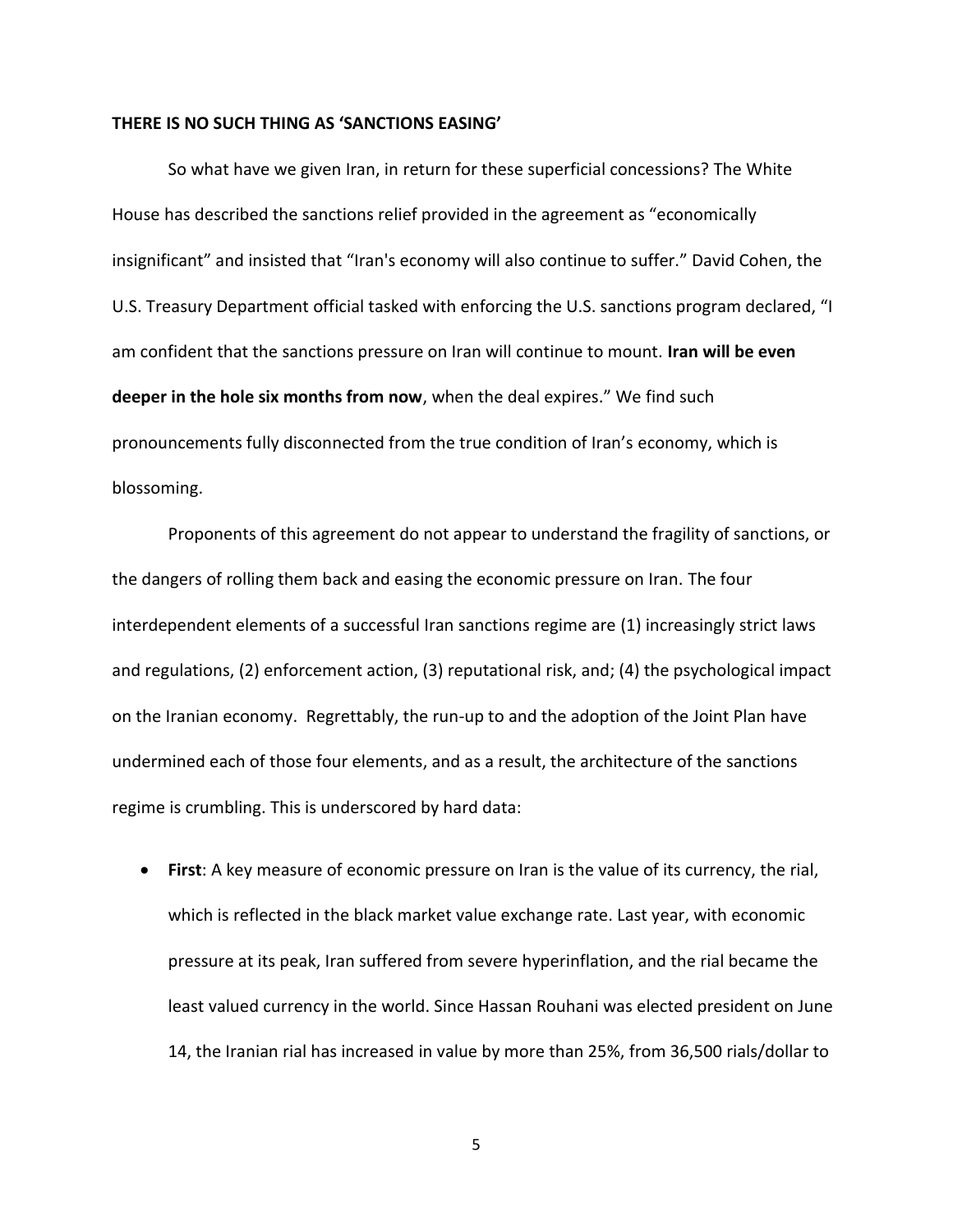**THERE IS NO SUCH THING AS 'SANCTIONS EASING'**

So what have we given Iran, in return for these superficial concessions? The White House has described the sanctions relief provided in the agreement as "economically insignificant" and insisted that "Iran's economy will also continue to suffer." David Cohen, the U.S. Treasury Department official tasked with enforcing the U.S. sanctions program declared, "I am confident that the sanctions pressure on Iran will continue to mount. **Iran will be even deeper in the hole six months from now**, when the deal expires." We find such pronouncements fully disconnected from the true condition of Iran's economy, which is blossoming.

Proponents of this agreement do not appear to understand the fragility of sanctions, or the dangers of rolling them back and easing the economic pressure on Iran. The four interdependent elements of a successful Iran sanctions regime are (1) increasingly strict laws and regulations, (2) enforcement action, (3) reputational risk, and; (4) the psychological impact on the Iranian economy. Regrettably, the run-up to and the adoption of the Joint Plan have undermined each of those four elements, and as a result, the architecture of the sanctions regime is crumbling. This is underscored by hard data:

- **First**: A key measure of economic pressure on Iran is the value of its currency, the rial, which is reflected in the black market value exchange rate. Last year, with economic pressure at its peak, Iran suffered from severe hyperinflation, and the rial became the least valued currency in the world. Since Hassan Rouhani was elected president on June 14, the Iranian rial has increased in value by more than 25%, from 36,500 rials/dollar to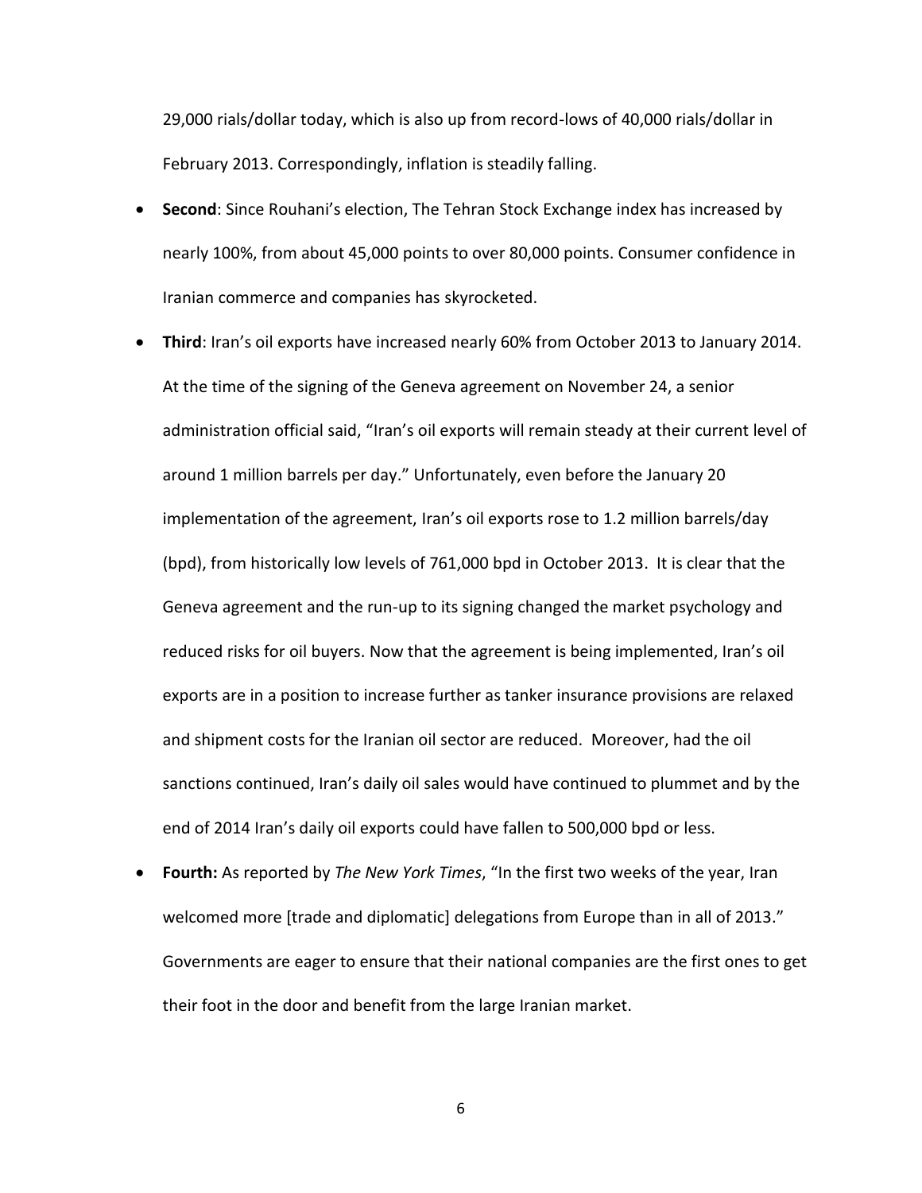29,000 rials/dollar today, which is also up from record-lows of 40,000 rials/dollar in February 2013. Correspondingly, inflation is steadily falling.

- **Second**: Since Rouhani's election, The Tehran Stock Exchange index has increased by nearly 100%, from about 45,000 points to over 80,000 points. Consumer confidence in Iranian commerce and companies has skyrocketed.
- **Third**: Iran's oil exports have increased nearly 60% from October 2013 to January 2014. At the time of the signing of the Geneva agreement on November 24, a senior administration official said, "Iran's oil exports will remain steady at their current level of around 1 million barrels per day." Unfortunately, even before the January 20 implementation of the agreement, Iran's oil exports rose to 1.2 million barrels/day (bpd), from historically low levels of 761,000 bpd in October 2013. It is clear that the Geneva agreement and the run-up to its signing changed the market psychology and reduced risks for oil buyers. Now that the agreement is being implemented, Iran's oil exports are in a position to increase further as tanker insurance provisions are relaxed and shipment costs for the Iranian oil sector are reduced. Moreover, had the oil sanctions continued, Iran's daily oil sales would have continued to plummet and by the end of 2014 Iran's daily oil exports could have fallen to 500,000 bpd or less.
- **Fourth:** As reported by *The New York Times*, "In the first two weeks of the year, Iran welcomed more [trade and diplomatic] delegations from Europe than in all of 2013." Governments are eager to ensure that their national companies are the first ones to get their foot in the door and benefit from the large Iranian market.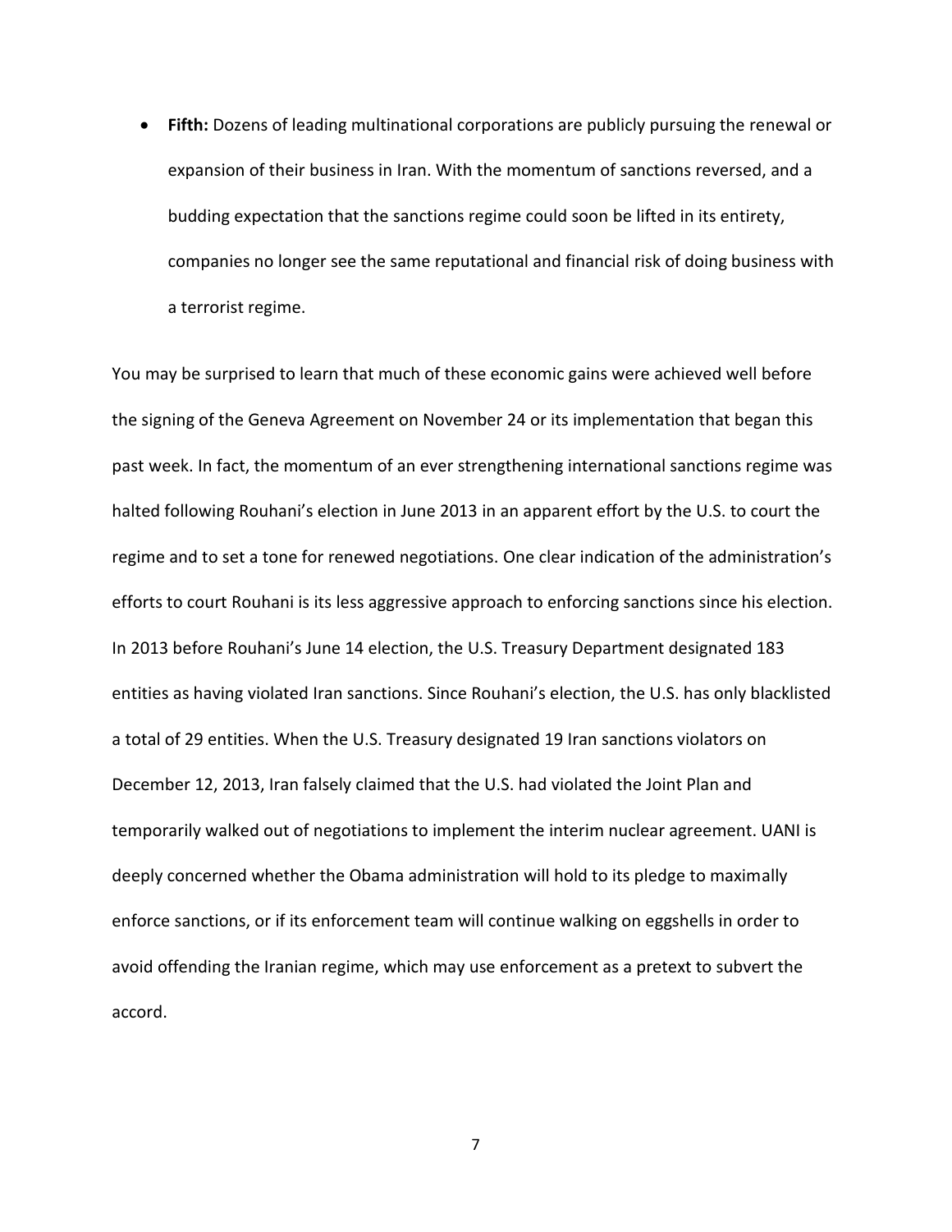- **Fifth:** Dozens of leading multinational corporations are publicly pursuing the renewal or expansion of their business in Iran. With the momentum of sanctions reversed, and a budding expectation that the sanctions regime could soon be lifted in its entirety, companies no longer see the same reputational and financial risk of doing business with a terrorist regime.

You may be surprised to learn that much of these economic gains were achieved well before the signing of the Geneva Agreement on November 24 or its implementation that began this past week. In fact, the momentum of an ever strengthening international sanctions regime was halted following Rouhani's election in June 2013 in an apparent effort by the U.S. to court the regime and to set a tone for renewed negotiations. One clear indication of the administration's efforts to court Rouhani is its less aggressive approach to enforcing sanctions since his election. In 2013 before Rouhani's June 14 election, the U.S. Treasury Department designated 183 entities as having violated Iran sanctions. Since Rouhani's election, the U.S. has only blacklisted a total of 29 entities. When the U.S. Treasury designated 19 Iran sanctions violators on December 12, 2013, Iran falsely claimed that the U.S. had violated the Joint Plan and temporarily walked out of negotiations to implement the interim nuclear agreement. UANI is deeply concerned whether the Obama administration will hold to its pledge to maximally enforce sanctions, or if its enforcement team will continue walking on eggshells in order to avoid offending the Iranian regime, which may use enforcement as a pretext to subvert the accord.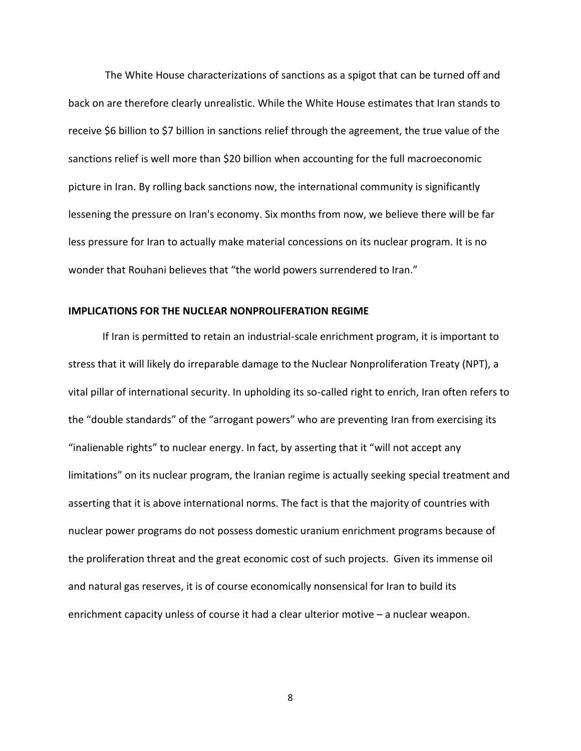The White House characterizations of sanctions as a spigot that can be turned off and back on are therefore clearly unrealistic. While the White House estimates that Iran stands to receive $6 billion to $7 billion in sanctions relief through the agreement, the true value of the sanctions relief is well more than $20 billion when accounting for the full macroeconomic picture in Iran. By rolling back sanctions now, the international community is significantly lessening the pressure on Iran's economy. Six months from now, we believe there will be far less pressure for Iran to actually make material concessions on its nuclear program. It is no wonder that Rouhani believes that "the world powers surrendered to Iran."

**IMPLICATIONS FOR THE NUCLEAR NONPROLIFERATION REGIME**

If Iran is permitted to retain an industrial-scale enrichment program, it is important to stress that it will likely do irreparable damage to the Nuclear Nonproliferation Treaty (NPT), a vital pillar of international security. In upholding its so-called right to enrich, Iran often refers to the "double standards" of the "arrogant powers" who are preventing Iran from exercising its "inalienable rights" to nuclear energy. In fact, by asserting that it "will not accept any limitations" on its nuclear program, the Iranian regime is actually seeking special treatment and asserting that it is above international norms. The fact is that the majority of countries with nuclear power programs do not possess domestic uranium enrichment programs because of the proliferation threat and the great economic cost of such projects. Given its immense oil and natural gas reserves, it is of course economically nonsensical for Iran to build its enrichment capacity unless of course it had a clear ulterior motive – a nuclear weapon.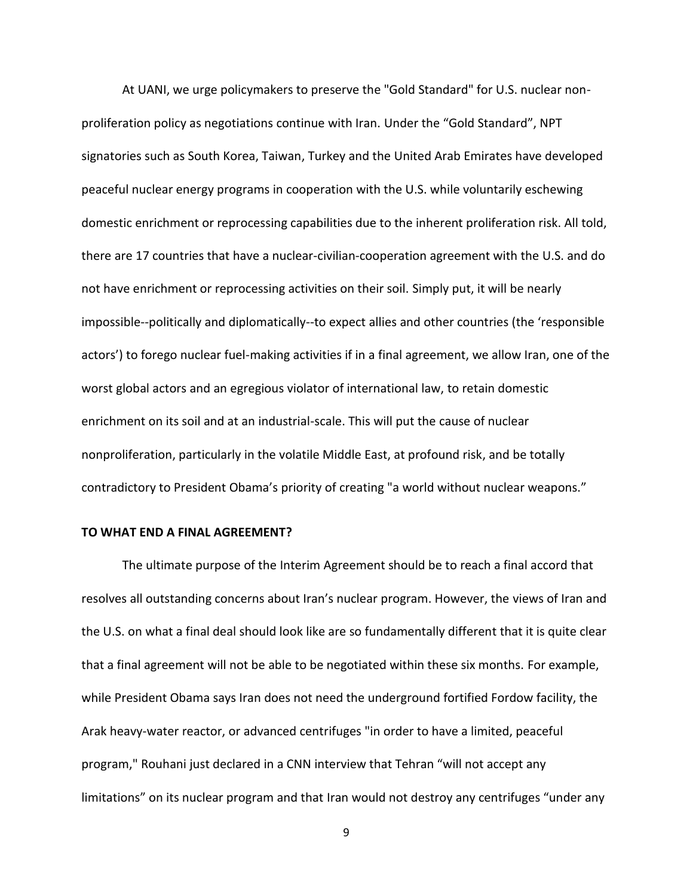At UANI, we urge policymakers to preserve the "Gold Standard" for U.S. nuclear non-proliferation policy as negotiations continue with Iran. Under the "Gold Standard", NPT signatories such as South Korea, Taiwan, Turkey and the United Arab Emirates have developed peaceful nuclear energy programs in cooperation with the U.S. while voluntarily eschewing domestic enrichment or reprocessing capabilities due to the inherent proliferation risk. All told, there are 17 countries that have a nuclear-civilian-cooperation agreement with the U.S. and do not have enrichment or reprocessing activities on their soil. Simply put, it will be nearly impossible--politically and diplomatically--to expect allies and other countries (the 'responsible actors') to forego nuclear fuel-making activities if in a final agreement, we allow Iran, one of the worst global actors and an egregious violator of international law, to retain domestic enrichment on its soil and at an industrial-scale. This will put the cause of nuclear nonproliferation, particularly in the volatile Middle East, at profound risk, and be totally contradictory to President Obama's priority of creating "a world without nuclear weapons."

**TO WHAT END A FINAL AGREEMENT?**

The ultimate purpose of the Interim Agreement should be to reach a final accord that resolves all outstanding concerns about Iran's nuclear program. However, the views of Iran and the U.S. on what a final deal should look like are so fundamentally different that it is quite clear that a final agreement will not be able to be negotiated within these six months. For example, while President Obama says Iran does not need the underground fortified Fordow facility, the Arak heavy-water reactor, or advanced centrifuges "in order to have a limited, peaceful program," Rouhani just declared in a CNN interview that Tehran "will not accept any limitations" on its nuclear program and that Iran would not destroy any centrifuges "under any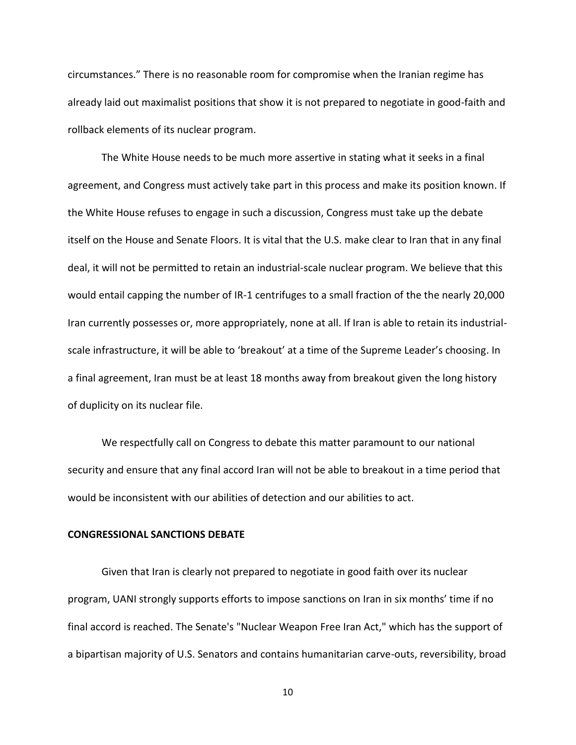circumstances." There is no reasonable room for compromise when the Iranian regime has already laid out maximalist positions that show it is not prepared to negotiate in good-faith and rollback elements of its nuclear program.

The White House needs to be much more assertive in stating what it seeks in a final agreement, and Congress must actively take part in this process and make its position known. If the White House refuses to engage in such a discussion, Congress must take up the debate itself on the House and Senate Floors. It is vital that the U.S. make clear to Iran that in any final deal, it will not be permitted to retain an industrial-scale nuclear program. We believe that this would entail capping the number of IR-1 centrifuges to a small fraction of the the nearly 20,000 Iran currently possesses or, more appropriately, none at all. If Iran is able to retain its industrial-scale infrastructure, it will be able to 'breakout' at a time of the Supreme Leader's choosing. In a final agreement, Iran must be at least 18 months away from breakout given the long history of duplicity on its nuclear file.

We respectfully call on Congress to debate this matter paramount to our national security and ensure that any final accord Iran will not be able to breakout in a time period that would be inconsistent with our abilities of detection and our abilities to act.

**CONGRESSIONAL SANCTIONS DEBATE**

Given that Iran is clearly not prepared to negotiate in good faith over its nuclear program, UANI strongly supports efforts to impose sanctions on Iran in six months' time if no final accord is reached. The Senate's "Nuclear Weapon Free Iran Act," which has the support of a bipartisan majority of U.S. Senators and contains humanitarian carve-outs, reversibility, broad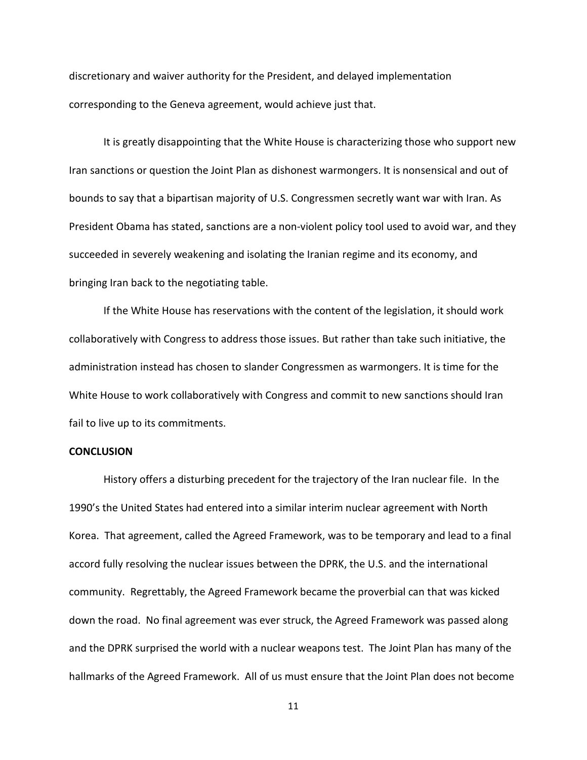discretionary and waiver authority for the President, and delayed implementation corresponding to the Geneva agreement, would achieve just that.

It is greatly disappointing that the White House is characterizing those who support new Iran sanctions or question the Joint Plan as dishonest warmongers. It is nonsensical and out of bounds to say that a bipartisan majority of U.S. Congressmen secretly want war with Iran. As President Obama has stated, sanctions are a non-violent policy tool used to avoid war, and they succeeded in severely weakening and isolating the Iranian regime and its economy, and bringing Iran back to the negotiating table.

If the White House has reservations with the content of the legislation, it should work collaboratively with Congress to address those issues. But rather than take such initiative, the administration instead has chosen to slander Congressmen as warmongers. It is time for the White House to work collaboratively with Congress and commit to new sanctions should Iran fail to live up to its commitments.

**CONCLUSION**

History offers a disturbing precedent for the trajectory of the Iran nuclear file. In the 1990's the United States had entered into a similar interim nuclear agreement with North Korea. That agreement, called the Agreed Framework, was to be temporary and lead to a final accord fully resolving the nuclear issues between the DPRK, the U.S. and the international community. Regrettably, the Agreed Framework became the proverbial can that was kicked down the road. No final agreement was ever struck, the Agreed Framework was passed along and the DPRK surprised the world with a nuclear weapons test. The Joint Plan has many of the hallmarks of the Agreed Framework. All of us must ensure that the Joint Plan does not become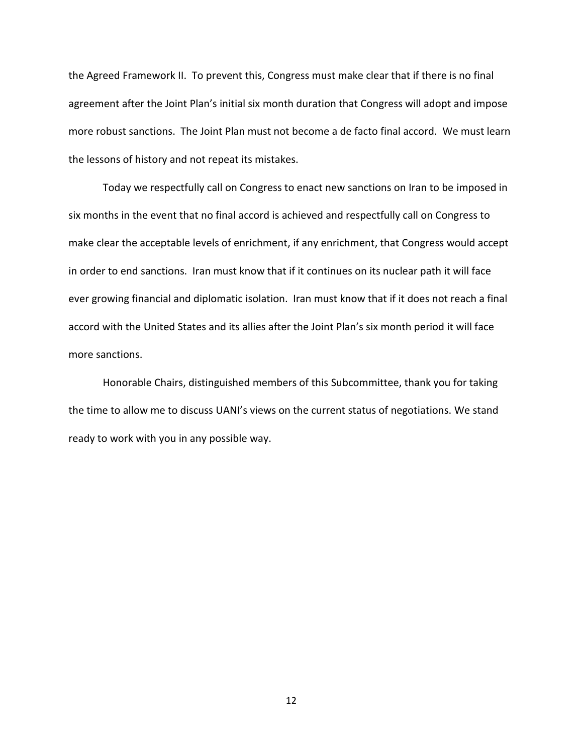the Agreed Framework II. To prevent this, Congress must make clear that if there is no final agreement after the Joint Plan's initial six month duration that Congress will adopt and impose more robust sanctions. The Joint Plan must not become a de facto final accord. We must learn the lessons of history and not repeat its mistakes.

Today we respectfully call on Congress to enact new sanctions on Iran to be imposed in six months in the event that no final accord is achieved and respectfully call on Congress to make clear the acceptable levels of enrichment, if any enrichment, that Congress would accept in order to end sanctions. Iran must know that if it continues on its nuclear path it will face ever growing financial and diplomatic isolation. Iran must know that if it does not reach a final accord with the United States and its allies after the Joint Plan's six month period it will face more sanctions.

Honorable Chairs, distinguished members of this Subcommittee, thank you for taking the time to allow me to discuss UANI's views on the current status of negotiations. We stand ready to work with you in any possible way.